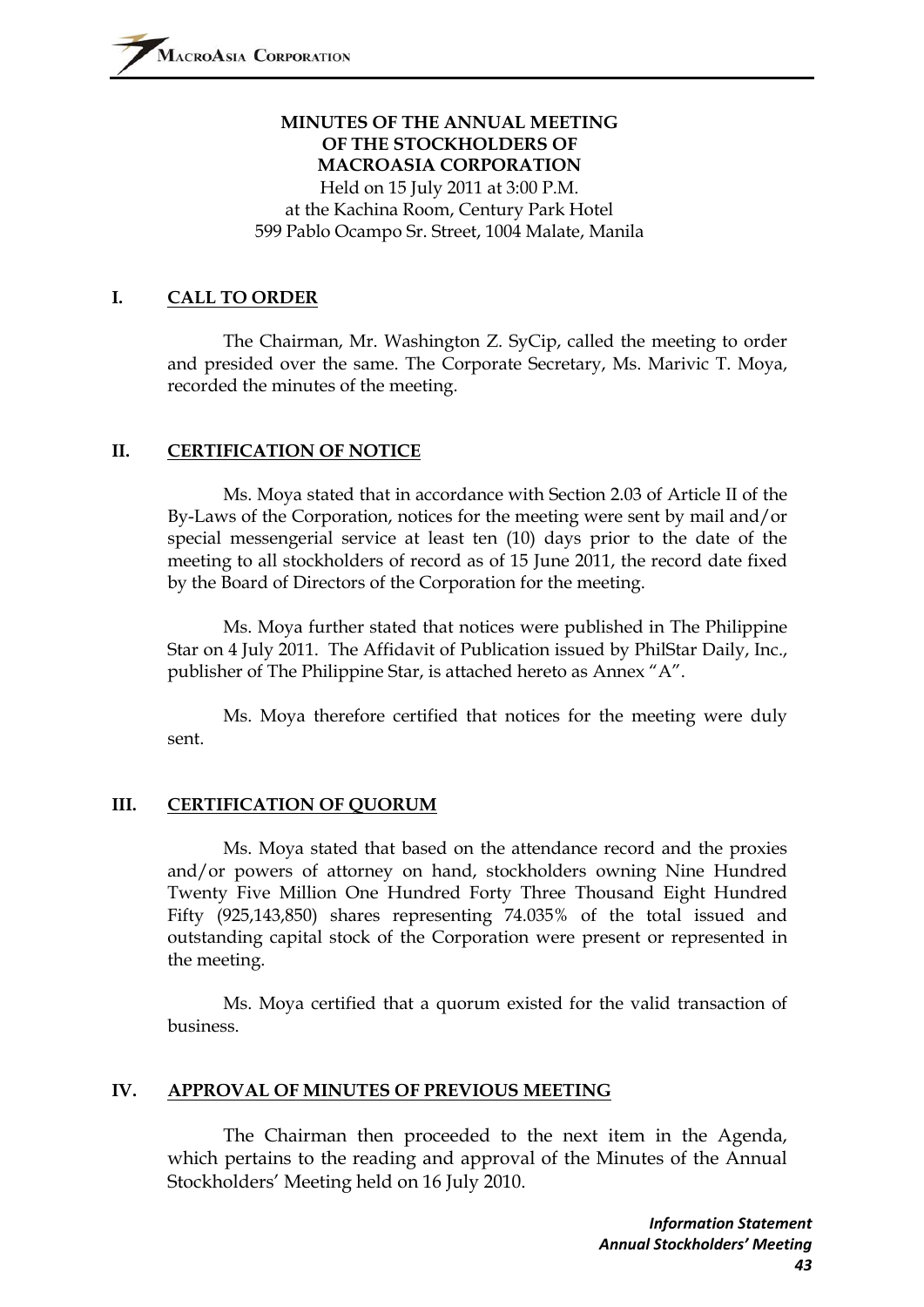**MINUTES OF THE ANNUAL MEETING**
**OF THE STOCKHOLDERS OF**
**MACROASIA CORPORATION**
Held on 15 July 2011 at 3:00 P.M.
at the Kachina Room, Century Park Hotel
599 Pablo Ocampo Sr. Street, 1004 Malate, Manila

## I. CALL TO ORDER

The Chairman, Mr. Washington Z. SyCip, called the meeting to order and presided over the same. The Corporate Secretary, Ms. Marivic T. Moya, recorded the minutes of the meeting.

## II. CERTIFICATION OF NOTICE

Ms. Moya stated that in accordance with Section 2.03 of Article II of the By-Laws of the Corporation, notices for the meeting were sent by mail and/or special messengerial service at least ten (10) days prior to the date of the meeting to all stockholders of record as of 15 June 2011, the record date fixed by the Board of Directors of the Corporation for the meeting.

Ms. Moya further stated that notices were published in The Philippine Star on 4 July 2011. The Affidavit of Publication issued by PhilStar Daily, Inc., publisher of The Philippine Star, is attached hereto as Annex "A".

Ms. Moya therefore certified that notices for the meeting were duly sent.

## III. CERTIFICATION OF QUORUM

Ms. Moya stated that based on the attendance record and the proxies and/or powers of attorney on hand, stockholders owning Nine Hundred Twenty Five Million One Hundred Forty Three Thousand Eight Hundred Fifty (925,143,850) shares representing 74.035% of the total issued and outstanding capital stock of the Corporation were present or represented in the meeting.

Ms. Moya certified that a quorum existed for the valid transaction of business.

## IV. APPROVAL OF MINUTES OF PREVIOUS MEETING

The Chairman then proceeded to the next item in the Agenda, which pertains to the reading and approval of the Minutes of the Annual Stockholders' Meeting held on 16 July 2010.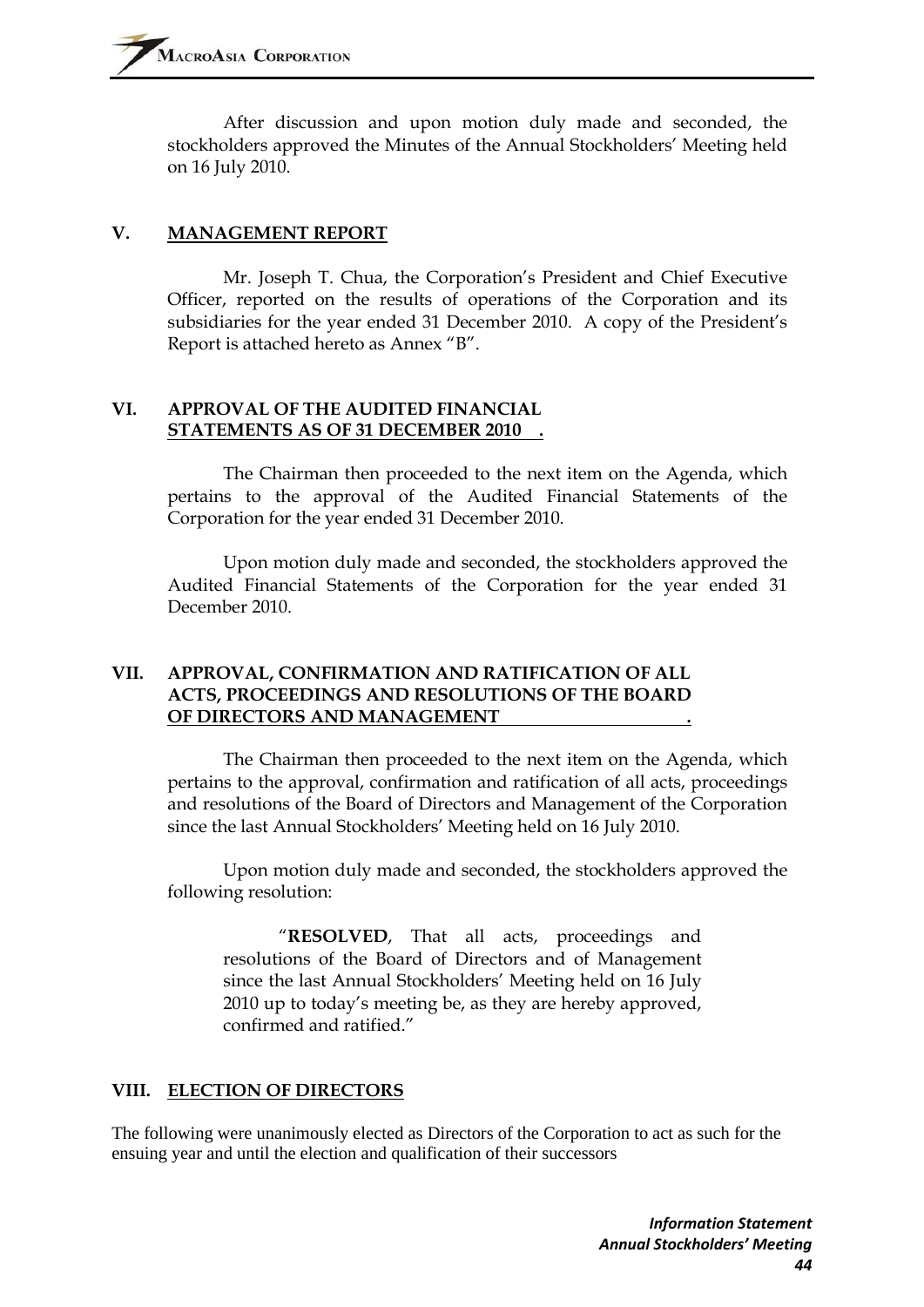After discussion and upon motion duly made and seconded, the stockholders approved the Minutes of the Annual Stockholders' Meeting held on 16 July 2010.

## V. MANAGEMENT REPORT

Mr. Joseph T. Chua, the Corporation's President and Chief Executive Officer, reported on the results of operations of the Corporation and its subsidiaries for the year ended 31 December 2010. A copy of the President's Report is attached hereto as Annex "B".

## VI. APPROVAL OF THE AUDITED FINANCIAL STATEMENTS AS OF 31 DECEMBER 2010 .

The Chairman then proceeded to the next item on the Agenda, which pertains to the approval of the Audited Financial Statements of the Corporation for the year ended 31 December 2010.

Upon motion duly made and seconded, the stockholders approved the Audited Financial Statements of the Corporation for the year ended 31 December 2010.

## VII. APPROVAL, CONFIRMATION AND RATIFICATION OF ALL ACTS, PROCEEDINGS AND RESOLUTIONS OF THE BOARD OF DIRECTORS AND MANAGEMENT .

The Chairman then proceeded to the next item on the Agenda, which pertains to the approval, confirmation and ratification of all acts, proceedings and resolutions of the Board of Directors and Management of the Corporation since the last Annual Stockholders' Meeting held on 16 July 2010.

Upon motion duly made and seconded, the stockholders approved the following resolution:

> "**RESOLVED**, That all acts, proceedings and resolutions of the Board of Directors and of Management since the last Annual Stockholders' Meeting held on 16 July 2010 up to today's meeting be, as they are hereby approved, confirmed and ratified."

## VIII. ELECTION OF DIRECTORS

The following were unanimously elected as Directors of the Corporation to act as such for the ensuing year and until the election and qualification of their successors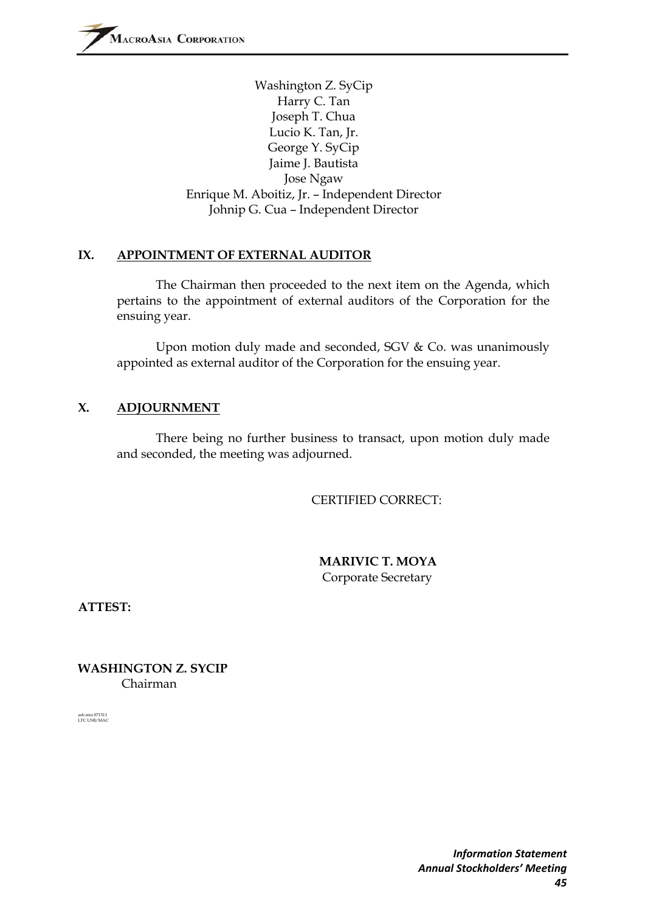Washington Z. SyCip
Harry C. Tan
Joseph T. Chua
Lucio K. Tan, Jr.
George Y. SyCip
Jaime J. Bautista
Jose Ngaw
Enrique M. Aboitiz, Jr. – Independent Director
Johnip G. Cua – Independent Director

## IX. APPOINTMENT OF EXTERNAL AUDITOR

The Chairman then proceeded to the next item on the Agenda, which pertains to the appointment of external auditors of the Corporation for the ensuing year.

Upon motion duly made and seconded, SGV & Co. was unanimously appointed as external auditor of the Corporation for the ensuing year.

## X. ADJOURNMENT

There being no further business to transact, upon motion duly made and seconded, the meeting was adjourned.

CERTIFIED CORRECT:

**MARIVIC T. MOYA**
Corporate Secretary

**ATTEST:**

**WASHINGTON Z. SYCIP**
Chairman

ash min 071511
LTC USB/MAC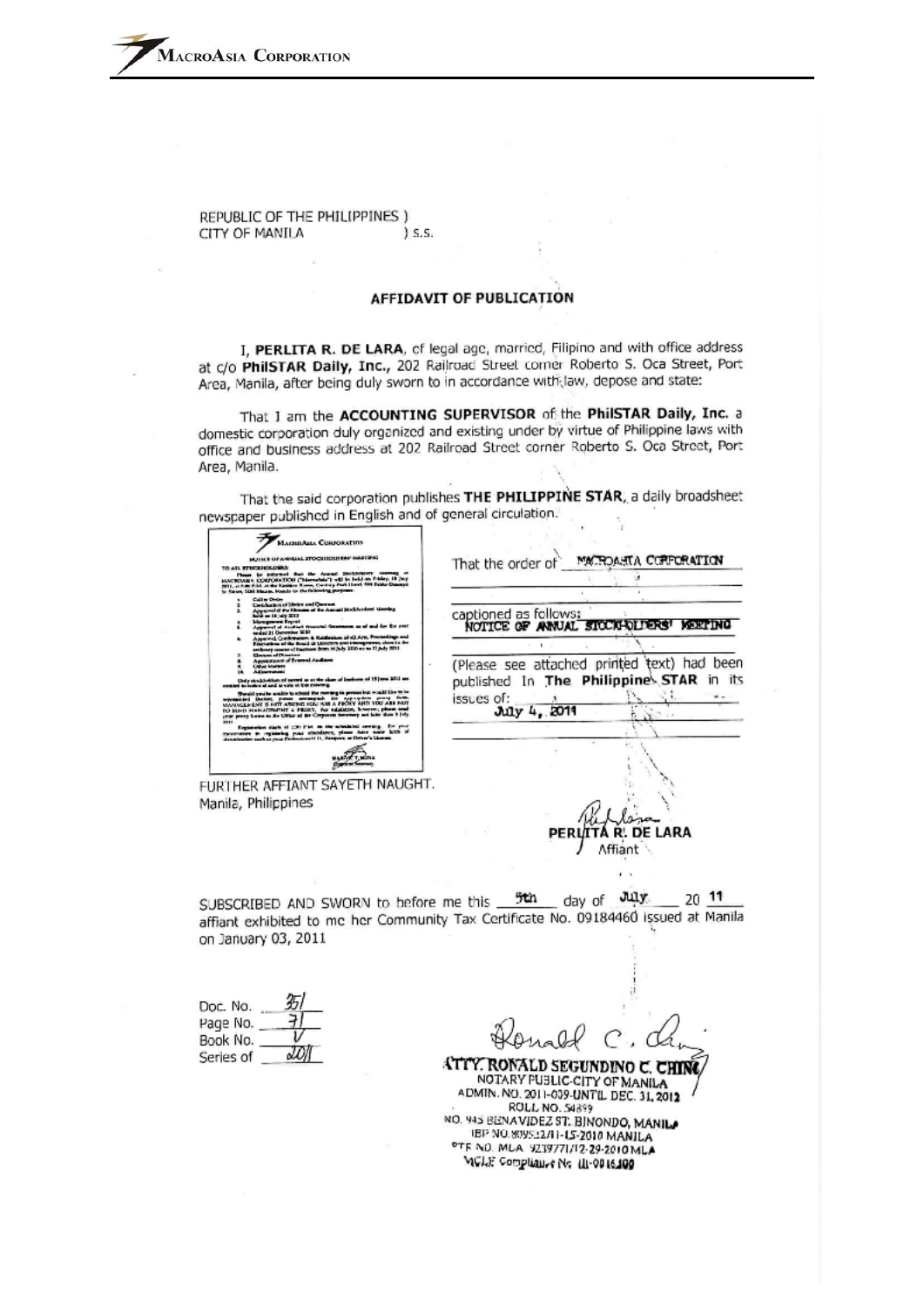REPUBLIC OF THE PHILIPPINES )
CITY OF MANILA ) S.S.

## AFFIDAVIT OF PUBLICATION

I, **PERLITA R. DE LARA**, of legal age, married, Filipino and with office address at c/o **PhilSTAR Daily, Inc.**, 202 Railroad Street corner Roberto S. Oca Street, Port Area, Manila, after being duly sworn to in accordance with law, depose and state:

That I am the **ACCOUNTING SUPERVISOR** of the **PhilSTAR Daily, Inc.** a domestic corporation duly organized and existing under by virtue of Philippine laws with office and business address at 202 Railroad Street corner Roberto S. Oca Street, Port Area, Manila.

That the said corporation publishes **THE PHILIPPINE STAR**, a daily broadsheet newspaper published in English and of general circulation.

That the order of MACROASIA CORPORATION

captioned as follows: NOTICE OF ANNUAL STOCKHOLDERS' MEETING

(Please see attached printed text) had been published In **The Philippine STAR** in its issues of: July 4, 2011

FURTHER AFFIANT SAYETH NAUGHT.
Manila, Philippines

**PERLITA R. DE LARA**
Affiant

SUBSCRIBED AND SWORN to before me this 5th day of July 20 11 affiant exhibited to me her Community Tax Certificate No. 09184460 issued at Manila on January 03, 2011

Doc. No. 351
Page No. 71
Book No. V
Series of 2011

**ATTY. RONALD SEGUNDINO C. CHING**
NOTARY PUBLIC-CITY OF MANILA
ADMIN. NO. 2011-039-UNTIL DEC. 31, 2012
ROLL NO. 54899
NO. 945 BENAVIDEZ ST. BINONDO, MANILA
IBP NO. 809532/11-15-2010 MANILA
PTR NO. MLA 9239771/12-29-2010 MLA
MCLE Compliance No. III-0016100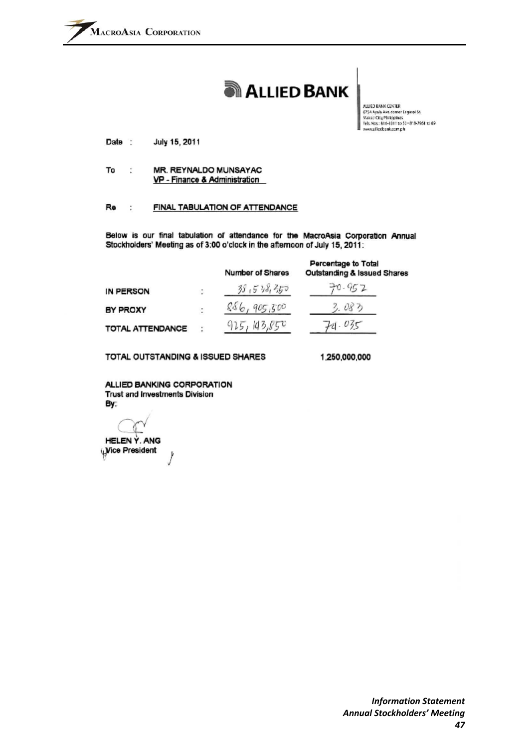**ALLIED BANK**

ALLIED BANK CENTER
6754 Ayala Ave. corner Legaspi St.
Makati City, Philippines
Tels. Nos.: 816-3311 to 53 • 818-7961 to 69
www.alliedbank.com.ph

Date : July 15, 2011

To : MR. REYNALDO MUNSAYAC
VP - Finance & Administration

Re : FINAL TABULATION OF ATTENDANCE

Below is our final tabulation of attendance for the MacroAsia Corporation Annual Stockholders' Meeting as of 3:00 o'clock in the afternoon of July 15, 2011:

| | | Number of Shares | Percentage to Total Outstanding & Issued Shares |
|---|---|---|---|
| IN PERSON | : | 38,538,350 | 70.952 |
| BY PROXY | : | 886,905,500 | 3.083 |
| TOTAL ATTENDANCE | : | 925,143,850 | 74.035 |

TOTAL OUTSTANDING & ISSUED SHARES 1,250,000,000

ALLIED BANKING CORPORATION
Trust and Investments Division
By:

HELEN Y. ANG
Vice President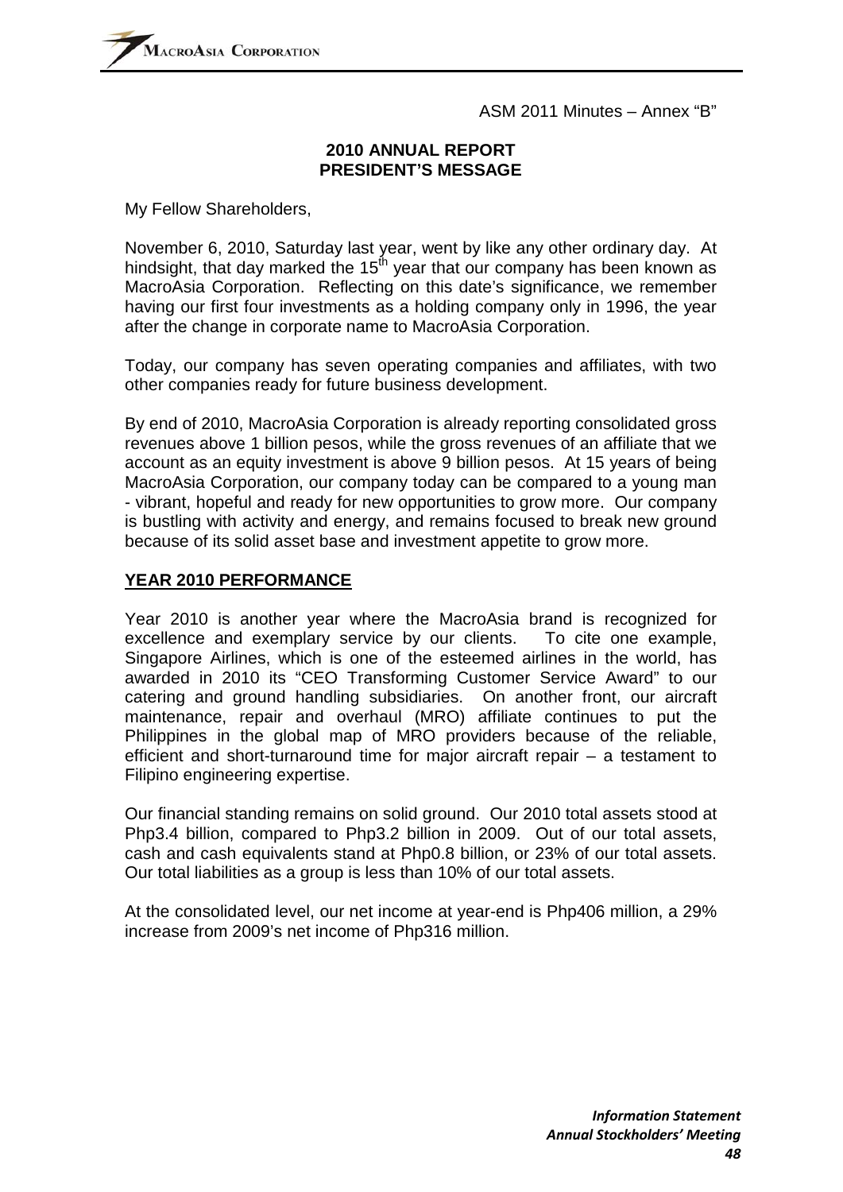ASM 2011 Minutes – Annex "B"

**2010 ANNUAL REPORT**
**PRESIDENT'S MESSAGE**

My Fellow Shareholders,

November 6, 2010, Saturday last year, went by like any other ordinary day. At hindsight, that day marked the 15th year that our company has been known as MacroAsia Corporation. Reflecting on this date's significance, we remember having our first four investments as a holding company only in 1996, the year after the change in corporate name to MacroAsia Corporation.

Today, our company has seven operating companies and affiliates, with two other companies ready for future business development.

By end of 2010, MacroAsia Corporation is already reporting consolidated gross revenues above 1 billion pesos, while the gross revenues of an affiliate that we account as an equity investment is above 9 billion pesos. At 15 years of being MacroAsia Corporation, our company today can be compared to a young man - vibrant, hopeful and ready for new opportunities to grow more. Our company is bustling with activity and energy, and remains focused to break new ground because of its solid asset base and investment appetite to grow more.

## YEAR 2010 PERFORMANCE

Year 2010 is another year where the MacroAsia brand is recognized for excellence and exemplary service by our clients. To cite one example, Singapore Airlines, which is one of the esteemed airlines in the world, has awarded in 2010 its "CEO Transforming Customer Service Award" to our catering and ground handling subsidiaries. On another front, our aircraft maintenance, repair and overhaul (MRO) affiliate continues to put the Philippines in the global map of MRO providers because of the reliable, efficient and short-turnaround time for major aircraft repair – a testament to Filipino engineering expertise.

Our financial standing remains on solid ground. Our 2010 total assets stood at Php3.4 billion, compared to Php3.2 billion in 2009. Out of our total assets, cash and cash equivalents stand at Php0.8 billion, or 23% of our total assets. Our total liabilities as a group is less than 10% of our total assets.

At the consolidated level, our net income at year-end is Php406 million, a 29% increase from 2009's net income of Php316 million.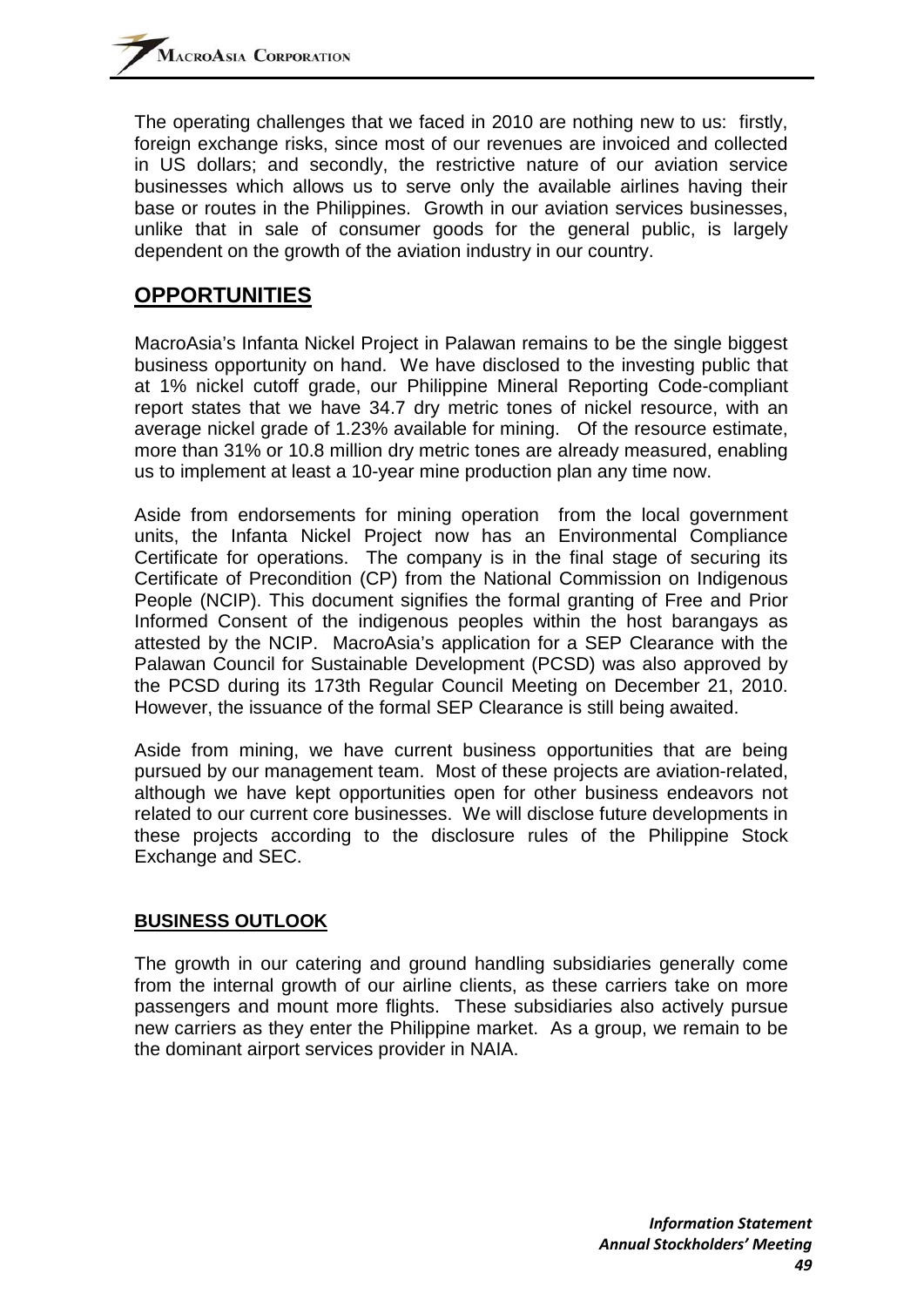The operating challenges that we faced in 2010 are nothing new to us: firstly, foreign exchange risks, since most of our revenues are invoiced and collected in US dollars; and secondly, the restrictive nature of our aviation service businesses which allows us to serve only the available airlines having their base or routes in the Philippines. Growth in our aviation services businesses, unlike that in sale of consumer goods for the general public, is largely dependent on the growth of the aviation industry in our country.

## OPPORTUNITIES

MacroAsia's Infanta Nickel Project in Palawan remains to be the single biggest business opportunity on hand. We have disclosed to the investing public that at 1% nickel cutoff grade, our Philippine Mineral Reporting Code-compliant report states that we have 34.7 dry metric tones of nickel resource, with an average nickel grade of 1.23% available for mining. Of the resource estimate, more than 31% or 10.8 million dry metric tones are already measured, enabling us to implement at least a 10-year mine production plan any time now.

Aside from endorsements for mining operation from the local government units, the Infanta Nickel Project now has an Environmental Compliance Certificate for operations. The company is in the final stage of securing its Certificate of Precondition (CP) from the National Commission on Indigenous People (NCIP). This document signifies the formal granting of Free and Prior Informed Consent of the indigenous peoples within the host barangays as attested by the NCIP. MacroAsia's application for a SEP Clearance with the Palawan Council for Sustainable Development (PCSD) was also approved by the PCSD during its 173th Regular Council Meeting on December 21, 2010. However, the issuance of the formal SEP Clearance is still being awaited.

Aside from mining, we have current business opportunities that are being pursued by our management team. Most of these projects are aviation-related, although we have kept opportunities open for other business endeavors not related to our current core businesses. We will disclose future developments in these projects according to the disclosure rules of the Philippine Stock Exchange and SEC.

### BUSINESS OUTLOOK

The growth in our catering and ground handling subsidiaries generally come from the internal growth of our airline clients, as these carriers take on more passengers and mount more flights. These subsidiaries also actively pursue new carriers as they enter the Philippine market. As a group, we remain to be the dominant airport services provider in NAIA.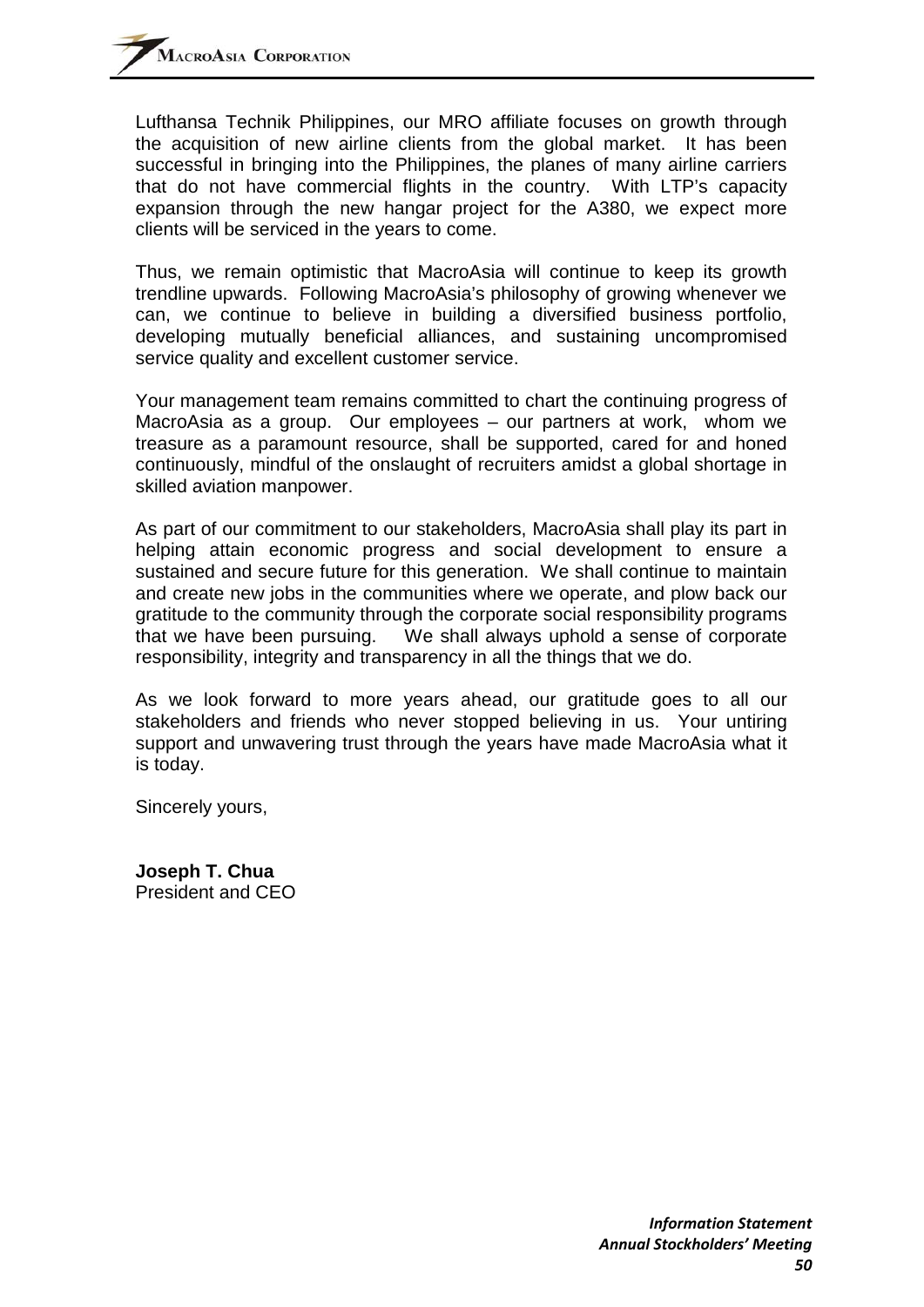Lufthansa Technik Philippines, our MRO affiliate focuses on growth through the acquisition of new airline clients from the global market. It has been successful in bringing into the Philippines, the planes of many airline carriers that do not have commercial flights in the country. With LTP's capacity expansion through the new hangar project for the A380, we expect more clients will be serviced in the years to come.

Thus, we remain optimistic that MacroAsia will continue to keep its growth trendline upwards. Following MacroAsia's philosophy of growing whenever we can, we continue to believe in building a diversified business portfolio, developing mutually beneficial alliances, and sustaining uncompromised service quality and excellent customer service.

Your management team remains committed to chart the continuing progress of MacroAsia as a group. Our employees – our partners at work, whom we treasure as a paramount resource, shall be supported, cared for and honed continuously, mindful of the onslaught of recruiters amidst a global shortage in skilled aviation manpower.

As part of our commitment to our stakeholders, MacroAsia shall play its part in helping attain economic progress and social development to ensure a sustained and secure future for this generation. We shall continue to maintain and create new jobs in the communities where we operate, and plow back our gratitude to the community through the corporate social responsibility programs that we have been pursuing. We shall always uphold a sense of corporate responsibility, integrity and transparency in all the things that we do.

As we look forward to more years ahead, our gratitude goes to all our stakeholders and friends who never stopped believing in us. Your untiring support and unwavering trust through the years have made MacroAsia what it is today.

Sincerely yours,

**Joseph T. Chua**
President and CEO